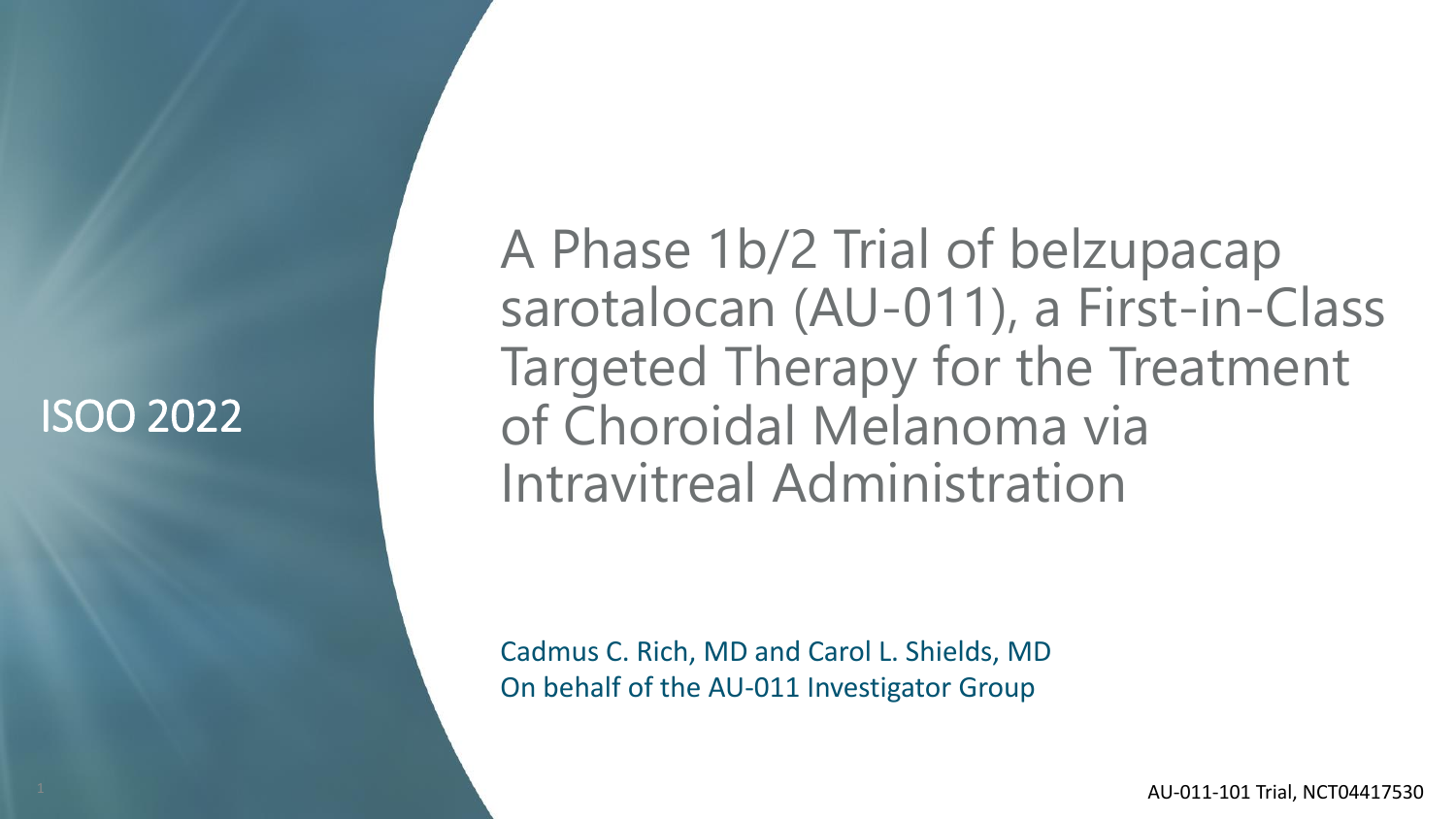ISOO 2022

# A Phase 1b/2 Trial of belzupacap sarotalocan (AU-011), a First-in-Class Targeted Therapy for the Treatment of Choroidal Melanoma via Intravitreal Administration

Cadmus C. Rich, MD and Carol L. Shields, MD
On behalf of the AU-011 Investigator Group

AU-011-101 Trial, NCT04417530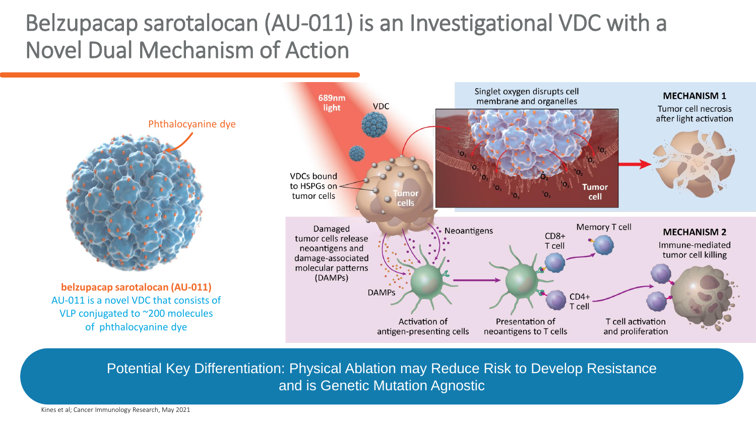# Belzupacap sarotalocan (AU-011) is an Investigational VDC with a Novel Dual Mechanism of Action

Phthalocyanine dye

**belzupacap sarotalocan (AU-011)**
AU-011 is a novel VDC that consists of VLP conjugated to ~200 molecules of phthalocyanine dye

689nm light

VDC

VDCs bound to HSPGs on tumor cells

Tumor cells

Singlet oxygen disrupts cell membrane and organelles

$^1O_2$

Tumor cell

**MECHANISM 1**
Tumor cell necrosis after light activation

Damaged tumor cells release neoantigens and damage-associated molecular patterns (DAMPs)

Neoantigens

DAMPs

Activation of antigen-presenting cells

CD8+ T cell

CD4+ T cell

Memory T cell

Presentation of neoantigens to T cells

T cell activation and proliferation

**MECHANISM 2**
Immune-mediated tumor cell killing

Potential Key Differentiation: Physical Ablation may Reduce Risk to Develop Resistance and is Genetic Mutation Agnostic

Kines et al; Cancer Immunology Research, May 2021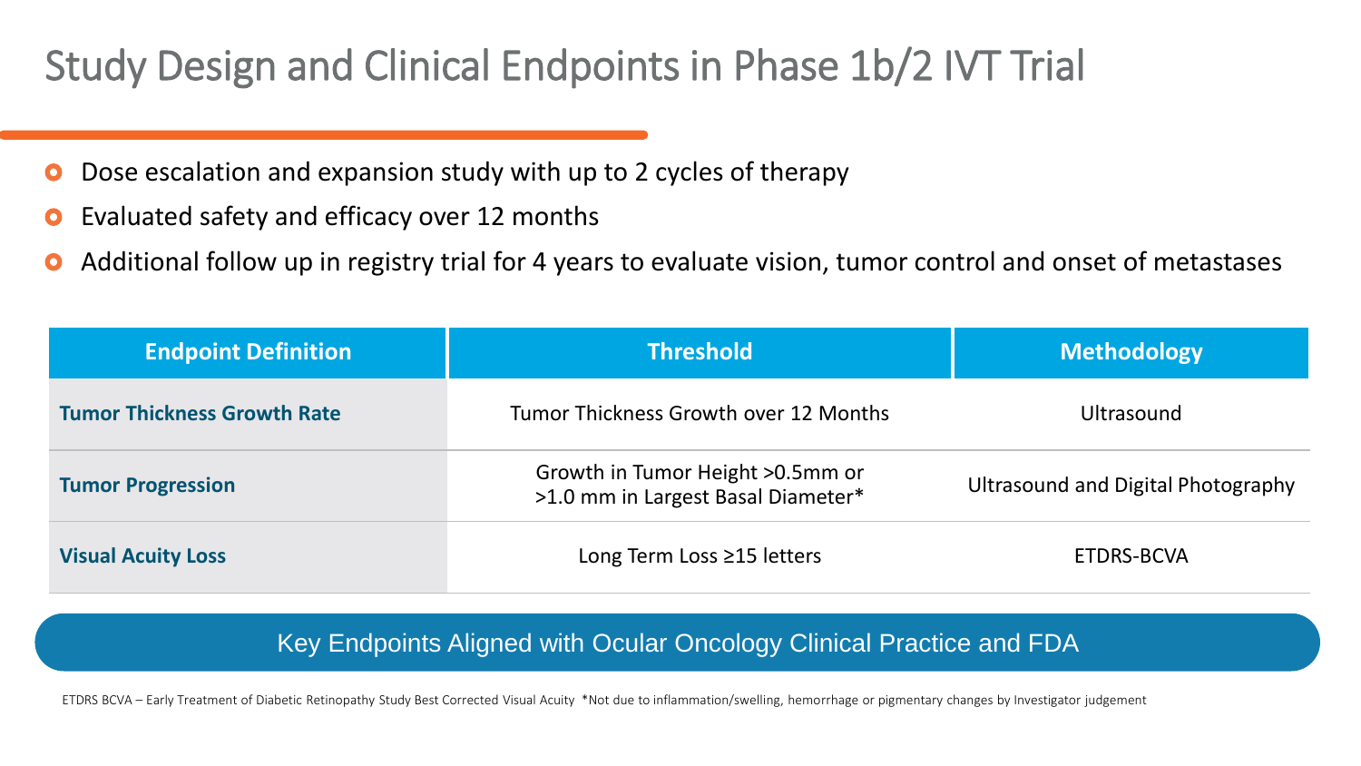# Study Design and Clinical Endpoints in Phase 1b/2 IVT Trial

- Dose escalation and expansion study with up to 2 cycles of therapy
- Evaluated safety and efficacy over 12 months
- Additional follow up in registry trial for 4 years to evaluate vision, tumor control and onset of metastases

| Endpoint Definition | Threshold | Methodology |
|---|---|---|
| **Tumor Thickness Growth Rate** | Tumor Thickness Growth over 12 Months | Ultrasound |
| **Tumor Progression** | Growth in Tumor Height >0.5mm or >1.0 mm in Largest Basal Diameter* | Ultrasound and Digital Photography |
| **Visual Acuity Loss** | Long Term Loss ≥15 letters | ETDRS-BCVA |

**Key Endpoints Aligned with Ocular Oncology Clinical Practice and FDA**

ETDRS BCVA – Early Treatment of Diabetic Retinopathy Study Best Corrected Visual Acuity *Not due to inflammation/swelling, hemorrhage or pigmentary changes by Investigator judgement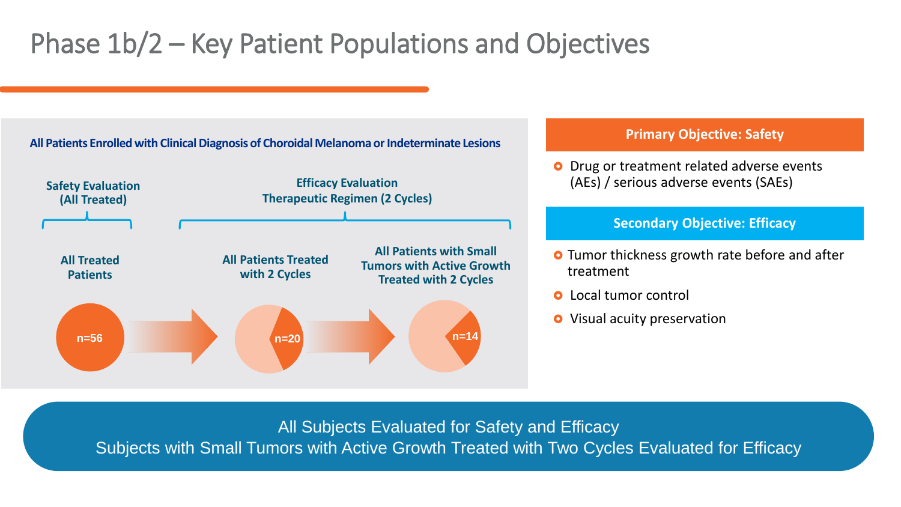# Phase 1b/2 – Key Patient Populations and Objectives

**All Patients Enrolled with Clinical Diagnosis of Choroidal Melanoma or Indeterminate Lesions**

**Safety Evaluation (All Treated)**

**Efficacy Evaluation Therapeutic Regimen (2 Cycles)**

**All Treated Patients**

n=56

**All Patients Treated with 2 Cycles**

n=20

**All Patients with Small Tumors with Active Growth Treated with 2 Cycles**

n=14

## Primary Objective: Safety

- Drug or treatment related adverse events (AEs) / serious adverse events (SAEs)

## Secondary Objective: Efficacy

- Tumor thickness growth rate before and after treatment
- Local tumor control
- Visual acuity preservation

All Subjects Evaluated for Safety and Efficacy
Subjects with Small Tumors with Active Growth Treated with Two Cycles Evaluated for Efficacy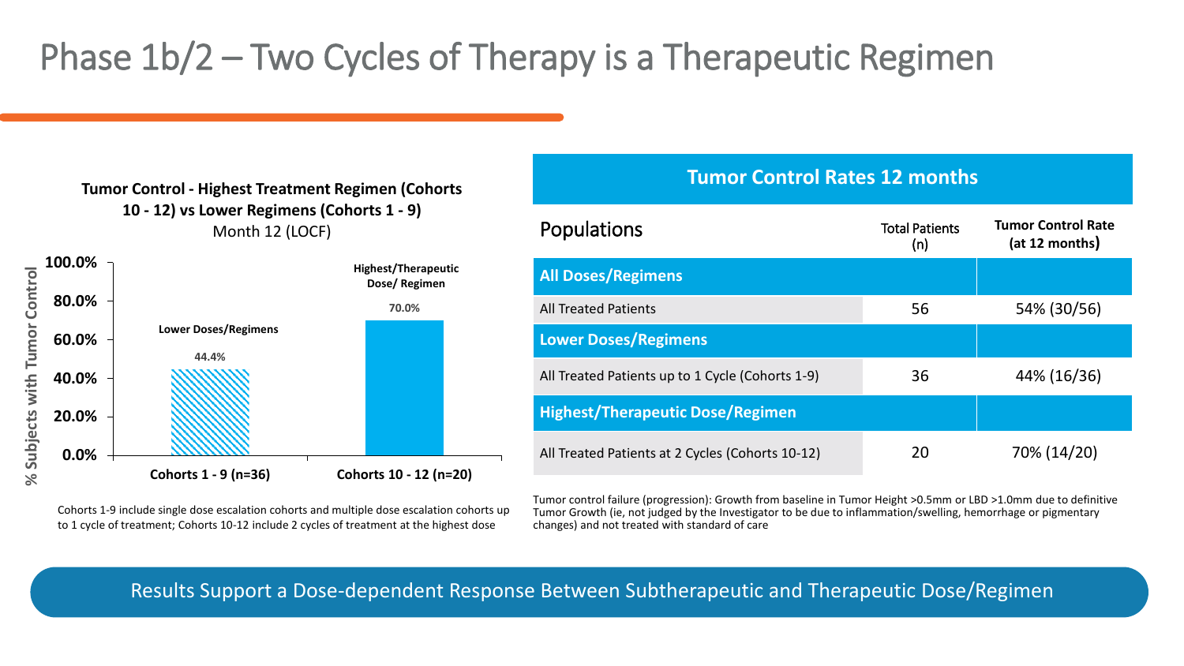# Phase 1b/2 – Two Cycles of Therapy is a Therapeutic Regimen

**Tumor Control - Highest Treatment Regimen (Cohorts 10 - 12) vs Lower Regimens (Cohorts 1 - 9)**
Month 12 (LOCF)

| | % Subjects with Tumor Control |
|---|---|
| Cohorts 1 - 9 (n=36) — Lower Doses/Regimens | 44.4% |
| Cohorts 10 - 12 (n=20) — Highest/Therapeutic Dose/ Regimen | 70.0% |

Cohorts 1-9 include single dose escalation cohorts and multiple dose escalation cohorts up to 1 cycle of treatment; Cohorts 10-12 include 2 cycles of treatment at the highest dose

**Tumor Control Rates 12 months**

| Populations | Total Patients (n) | Tumor Control Rate (at 12 months) |
|---|---|---|
| **All Doses/Regimens** | | |
| All Treated Patients | 56 | 54% (30/56) |
| **Lower Doses/Regimens** | | |
| All Treated Patients up to 1 Cycle (Cohorts 1-9) | 36 | 44% (16/36) |
| **Highest/Therapeutic Dose/Regimen** | | |
| All Treated Patients at 2 Cycles (Cohorts 10-12) | 20 | 70% (14/20) |

Tumor control failure (progression): Growth from baseline in Tumor Height >0.5mm or LBD >1.0mm due to definitive Tumor Growth (ie, not judged by the Investigator to be due to inflammation/swelling, hemorrhage or pigmentary changes) and not treated with standard of care

Results Support a Dose-dependent Response Between Subtherapeutic and Therapeutic Dose/Regimen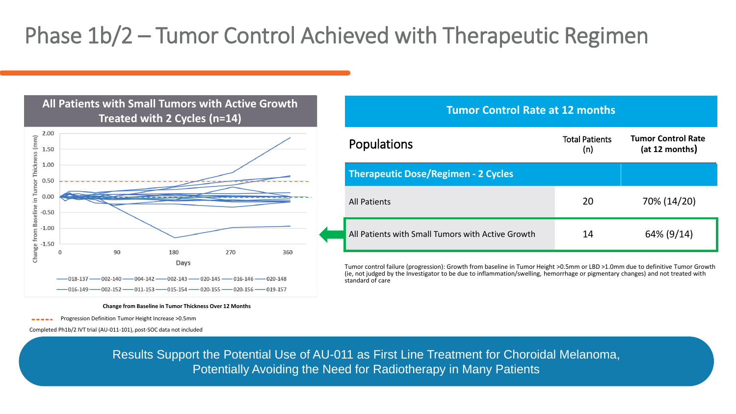# Phase 1b/2 – Tumor Control Achieved with Therapeutic Regimen

**All Patients with Small Tumors with Active Growth Treated with 2 Cycles (n=14)**

Change from Baseline in Tumor Thickness (mm)

2.00
1.50
1.00
0.50
0.00
-0.50
-1.00
-1.50

0
90
180
270
360

Days

018-137, 002-140, 004-142, 002-143, 020-145, 016-146, 020-148, 016-149, 002-152, 011-153, 015-154, 020-155, 020-156, 019-157

**Change from Baseline in Tumor Thickness Over 12 Months**

Progression Definition Tumor Height Increase >0.5mm

Completed Ph1b/2 IVT trial (AU-011-101), post-SOC data not included

**Tumor Control Rate at 12 months**

| Populations | Total Patients (n) | Tumor Control Rate (at 12 months) |
|---|---|---|
| **Therapeutic Dose/Regimen - 2 Cycles** | | |
| All Patients | 20 | 70% (14/20) |
| All Patients with Small Tumors with Active Growth | 14 | 64% (9/14) |

Tumor control failure (progression): Growth from baseline in Tumor Height >0.5mm or LBD >1.0mm due to definitive Tumor Growth (ie, not judged by the Investigator to be due to inflammation/swelling, hemorrhage or pigmentary changes) and not treated with standard of care

Results Support the Potential Use of AU-011 as First Line Treatment for Choroidal Melanoma, Potentially Avoiding the Need for Radiotherapy in Many Patients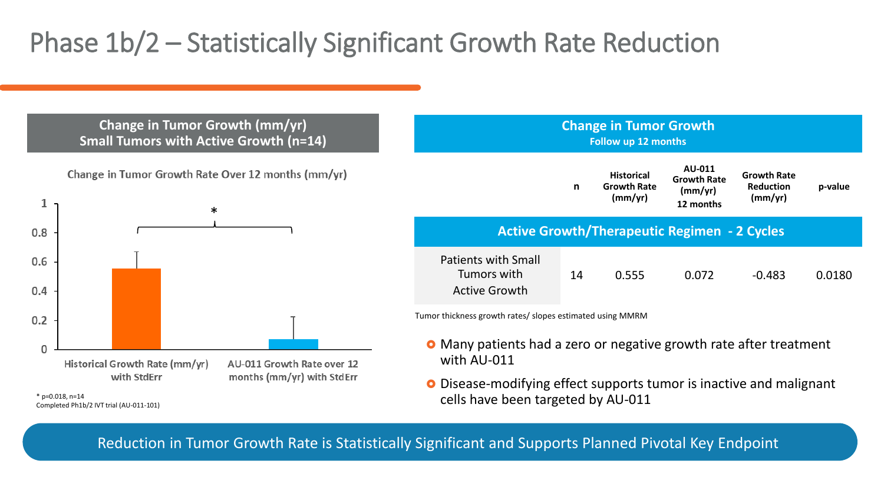# Phase 1b/2 – Statistically Significant Growth Rate Reduction

## Change in Tumor Growth (mm/yr)
## Small Tumors with Active Growth (n=14)

Change in Tumor Growth Rate Over 12 months (mm/yr)

1
0.8
0.6
0.4
0.2
0

*

Historical Growth Rate (mm/yr) with StdErr

AU-011 Growth Rate over 12 months (mm/yr) with StdErr

* p=0.018, n=14
Completed Ph1b/2 IVT trial (AU-011-101)

## Change in Tumor Growth
Follow up 12 months

| | n | Historical Growth Rate (mm/yr) | AU-011 Growth Rate (mm/yr) 12 months | Growth Rate Reduction (mm/yr) | p-value |
|---|---|---|---|---|---|
| **Active Growth/Therapeutic Regimen - 2 Cycles** | | | | | |
| Patients with Small Tumors with Active Growth | 14 | 0.555 | 0.072 | -0.483 | 0.0180 |

Tumor thickness growth rates/ slopes estimated using MMRM

- Many patients had a zero or negative growth rate after treatment with AU-011
- Disease-modifying effect supports tumor is inactive and malignant cells have been targeted by AU-011

Reduction in Tumor Growth Rate is Statistically Significant and Supports Planned Pivotal Key Endpoint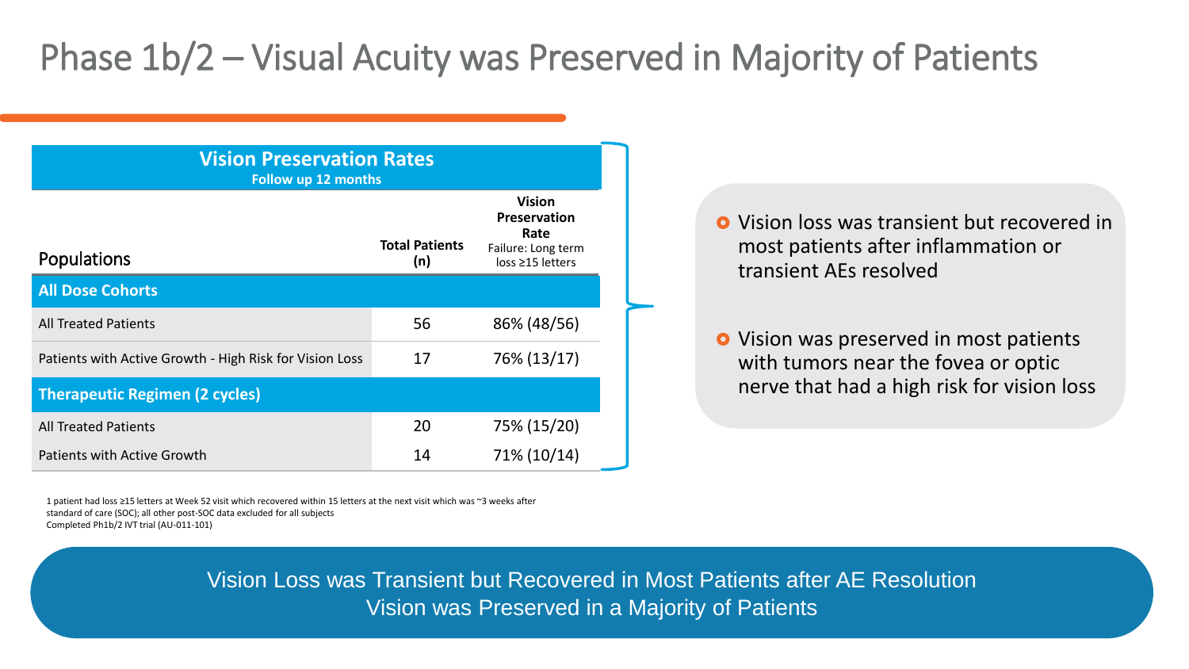# Phase 1b/2 – Visual Acuity was Preserved in Majority of Patients

| Vision Preservation Rates<br>Follow up 12 months | | |
|---|---|---|
| **Populations** | **Total Patients (n)** | **Vision Preservation Rate**<br>Failure: Long term loss ≥15 letters |
| **All Dose Cohorts** | | |
| All Treated Patients | 56 | 86% (48/56) |
| Patients with Active Growth - High Risk for Vision Loss | 17 | 76% (13/17) |
| **Therapeutic Regimen (2 cycles)** | | |
| All Treated Patients | 20 | 75% (15/20) |
| Patients with Active Growth | 14 | 71% (10/14) |

- Vision loss was transient but recovered in most patients after inflammation or transient AEs resolved
- Vision was preserved in most patients with tumors near the fovea or optic nerve that had a high risk for vision loss

1 patient had loss ≥15 letters at Week 52 visit which recovered within 15 letters at the next visit which was ~3 weeks after standard of care (SOC); all other post-SOC data excluded for all subjects
Completed Ph1b/2 IVT trial (AU-011-101)

Vision Loss was Transient but Recovered in Most Patients after AE Resolution
Vision was Preserved in a Majority of Patients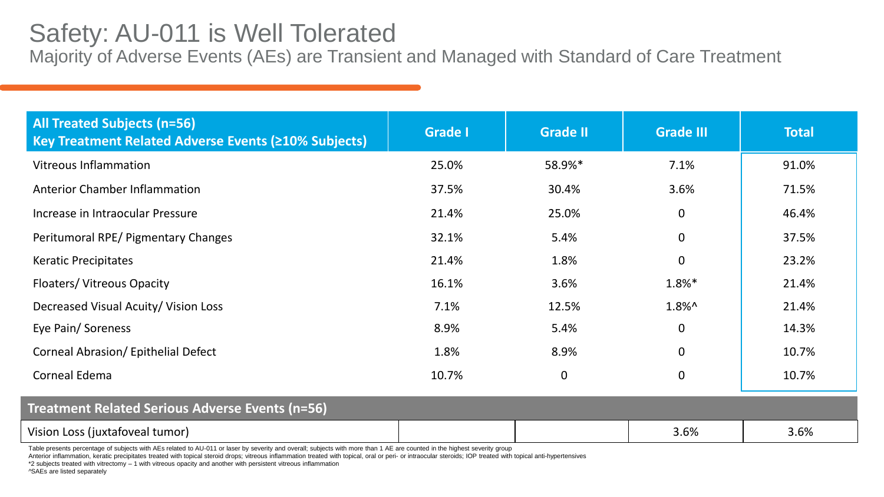# Safety: AU-011 is Well Tolerated

## Majority of Adverse Events (AEs) are Transient and Managed with Standard of Care Treatment

| **All Treated Subjects (n=56)**<br>**Key Treatment Related Adverse Events (≥10% Subjects)** | **Grade I** | **Grade II** | **Grade III** | **Total** |
|---|---|---|---|---|
| Vitreous Inflammation | 25.0% | 58.9%* | 7.1% | 91.0% |
| Anterior Chamber Inflammation | 37.5% | 30.4% | 3.6% | 71.5% |
| Increase in Intraocular Pressure | 21.4% | 25.0% | 0 | 46.4% |
| Peritumoral RPE/ Pigmentary Changes | 32.1% | 5.4% | 0 | 37.5% |
| Keratic Precipitates | 21.4% | 1.8% | 0 | 23.2% |
| Floaters/ Vitreous Opacity | 16.1% | 3.6% | 1.8%* | 21.4% |
| Decreased Visual Acuity/ Vision Loss | 7.1% | 12.5% | 1.8%^ | 21.4% |
| Eye Pain/ Soreness | 8.9% | 5.4% | 0 | 14.3% |
| Corneal Abrasion/ Epithelial Defect | 1.8% | 8.9% | 0 | 10.7% |
| Corneal Edema | 10.7% | 0 | 0 | 10.7% |
| **Treatment Related Serious Adverse Events (n=56)** | | | | |
| Vision Loss (juxtafoveal tumor) | | | 3.6% | 3.6% |

Table presents percentage of subjects with AEs related to AU-011 or laser by severity and overall; subjects with more than 1 AE are counted in the highest severity group

Anterior inflammation, keratic precipitates treated with topical steroid drops; vitreous inflammation treated with topical, oral or peri- or intraocular steroids; IOP treated with topical anti-hypertensives

*2 subjects treated with vitrectomy – 1 with vitreous opacity and another with persistent vitreous inflammation

^SAEs are listed separately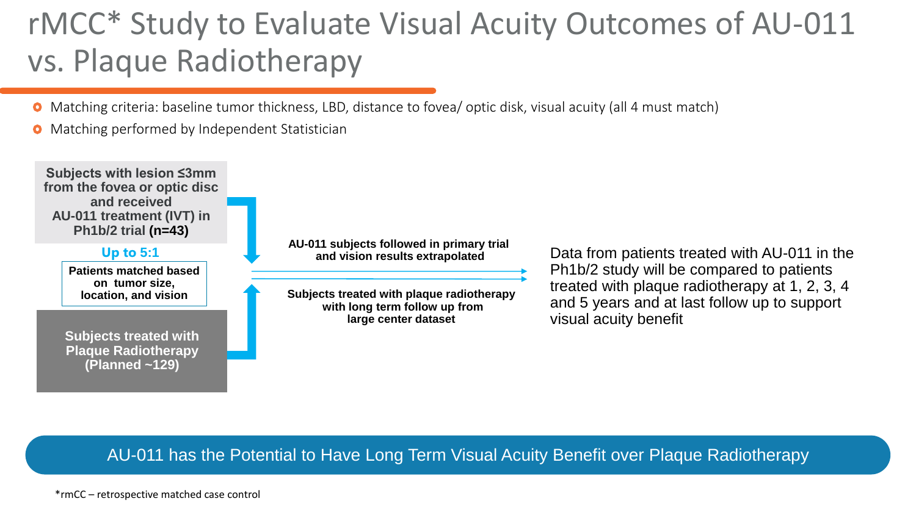# rMCC* Study to Evaluate Visual Acuity Outcomes of AU-011 vs. Plaque Radiotherapy

- Matching criteria: baseline tumor thickness, LBD, distance to fovea/ optic disk, visual acuity (all 4 must match)
- Matching performed by Independent Statistician

**Subjects with lesion ≤3mm from the fovea or optic disc and received AU-011 treatment (IVT) in Ph1b/2 trial (n=43)**

**Up to 5:1**

**Patients matched based on tumor size, location, and vision**

**Subjects treated with Plaque Radiotherapy (Planned ~129)**

**AU-011 subjects followed in primary trial and vision results extrapolated**

**Subjects treated with plaque radiotherapy with long term follow up from large center dataset**

Data from patients treated with AU-011 in the Ph1b/2 study will be compared to patients treated with plaque radiotherapy at 1, 2, 3, 4 and 5 years and at last follow up to support visual acuity benefit

AU-011 has the Potential to Have Long Term Visual Acuity Benefit over Plaque Radiotherapy

*rMCC – retrospective matched case control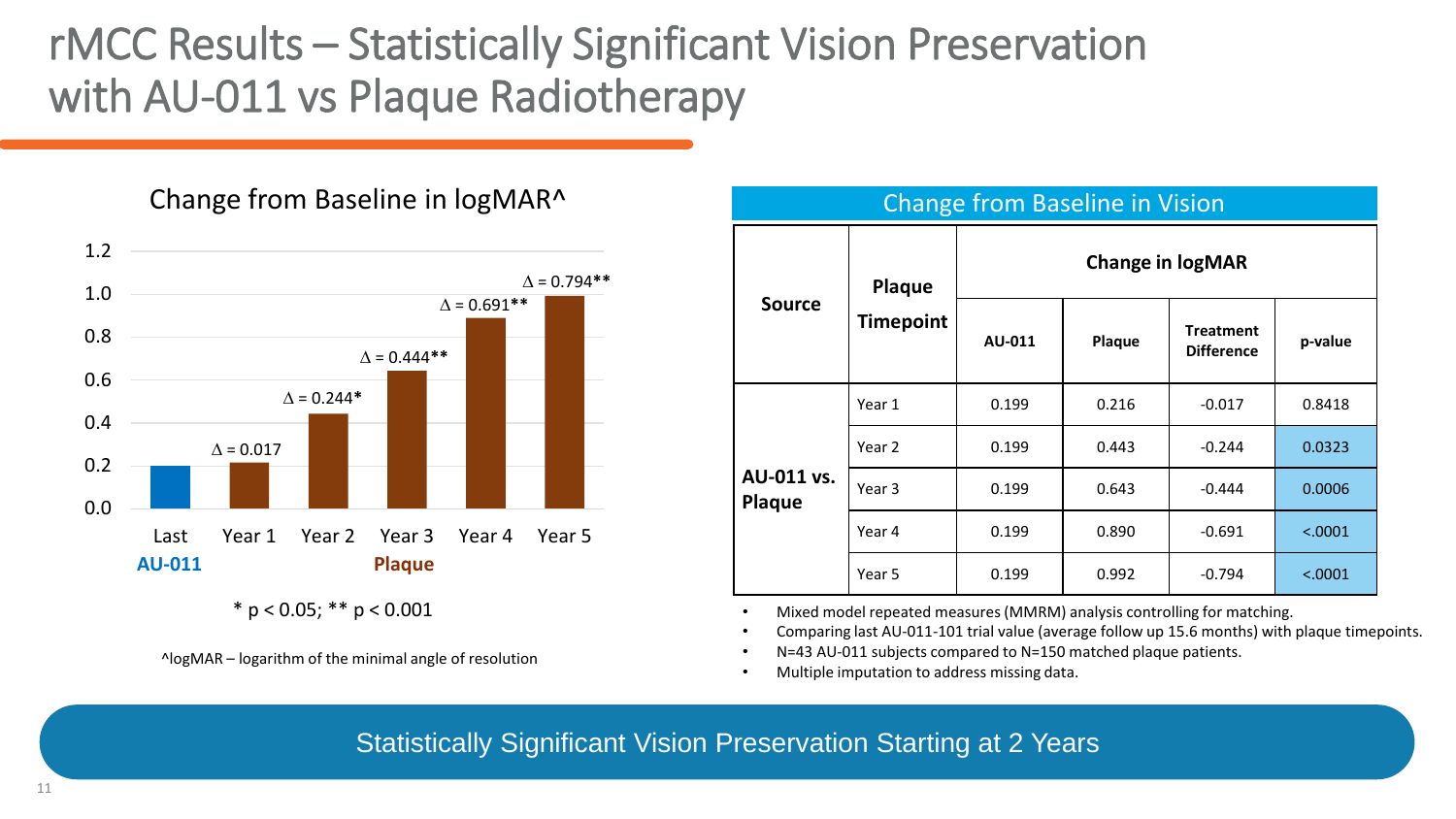# rMCC Results – Statistically Significant Vision Preservation with AU-011 vs Plaque Radiotherapy

Change from Baseline in logMAR^

1.2
1.0
0.8
0.6
0.4
0.2
0.0

Δ = 0.017
Δ = 0.244*
Δ = 0.444**
Δ = 0.691**
Δ = 0.794**

Last AU-011
Year 1
Year 2
Year 3
Year 4
Year 5
Plaque

* p < 0.05; ** p < 0.001

^logMAR – logarithm of the minimal angle of resolution

**Change from Baseline in Vision**

| Source | Plaque Timepoint | Change in logMAR | | | |
|---|---|---|---|---|---|
| | | **AU-011** | **Plaque** | **Treatment Difference** | **p-value** |
| **AU-011 vs. Plaque** | Year 1 | 0.199 | 0.216 | -0.017 | 0.8418 |
| | Year 2 | 0.199 | 0.443 | -0.244 | 0.0323 |
| | Year 3 | 0.199 | 0.643 | -0.444 | 0.0006 |
| | Year 4 | 0.199 | 0.890 | -0.691 | <.0001 |
| | Year 5 | 0.199 | 0.992 | -0.794 | <.0001 |

- Mixed model repeated measures (MMRM) analysis controlling for matching.
- Comparing last AU-011-101 trial value (average follow up 15.6 months) with plaque timepoints.
- N=43 AU-011 subjects compared to N=150 matched plaque patients.
- Multiple imputation to address missing data.

Statistically Significant Vision Preservation Starting at 2 Years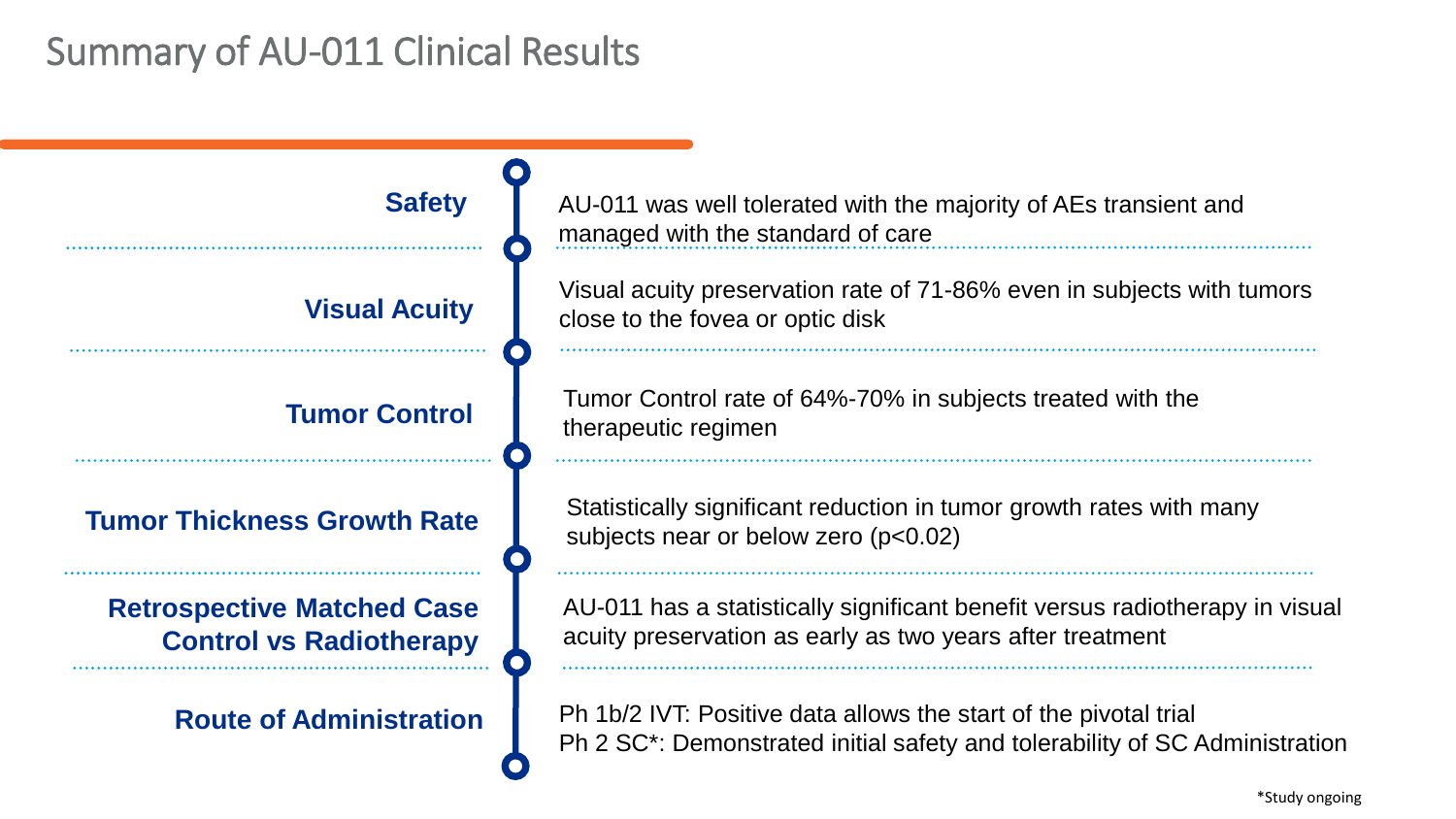# Summary of AU-011 Clinical Results

**Safety**

AU-011 was well tolerated with the majority of AEs transient and managed with the standard of care

**Visual Acuity**

Visual acuity preservation rate of 71-86% even in subjects with tumors close to the fovea or optic disk

**Tumor Control**

Tumor Control rate of 64%-70% in subjects treated with the therapeutic regimen

**Tumor Thickness Growth Rate**

Statistically significant reduction in tumor growth rates with many subjects near or below zero ($p<0.02$)

**Retrospective Matched Case Control vs Radiotherapy**

AU-011 has a statistically significant benefit versus radiotherapy in visual acuity preservation as early as two years after treatment

**Route of Administration**

Ph 1b/2 IVT: Positive data allows the start of the pivotal trial
Ph 2 SC*: Demonstrated initial safety and tolerability of SC Administration

*Study ongoing